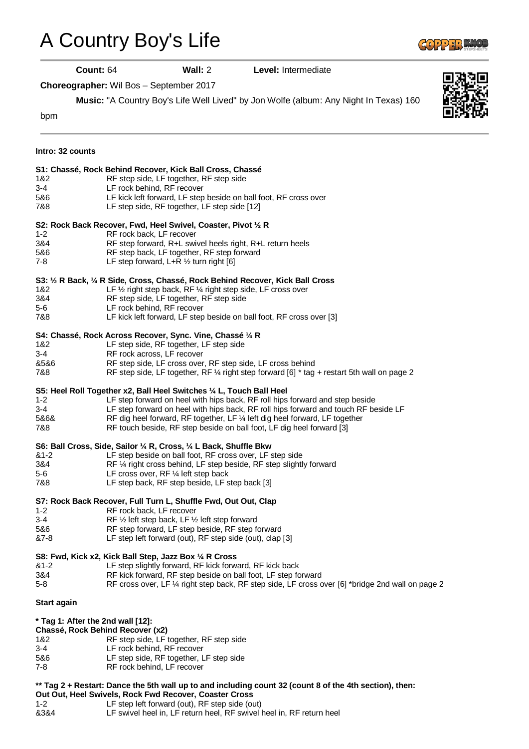# A Country Boy's Life

**Count:** 64 **Wall:** 2 **Level:** Intermediate

**Choreographer:** Wil Bos – September 2017

**Music:** "A Country Boy's Life Well Lived" by Jon Wolfe (album: Any Night In Texas) 160 bpm

**Intro: 32 counts**

**S1: Chassé, Rock Behind Recover, Kick Ball Cross, Chassé**

| | |
|---|---|
| 1&2 | RF step side, LF together, RF step side |
| 3-4 | LF rock behind, RF recover |
| 5&6 | LF kick left forward, LF step beside on ball foot, RF cross over |
| 7&8 | LF step side, RF together, LF step side [12] |

**S2: Rock Back Recover, Fwd, Heel Swivel, Coaster, Pivot ½ R**

| | |
|---|---|
| 1-2 | RF rock back, LF recover |
| 3&4 | RF step forward, R+L swivel heels right, R+L return heels |
| 5&6 | RF step back, LF together, RF step forward |
| 7-8 | LF step forward, L+R ½ turn right [6] |

**S3: ½ R Back, ¼ R Side, Cross, Chassé, Rock Behind Recover, Kick Ball Cross**

| | |
|---|---|
| 1&2 | LF ½ right step back, RF ¼ right step side, LF cross over |
| 3&4 | RF step side, LF together, RF step side |
| 5-6 | LF rock behind, RF recover |
| 7&8 | LF kick left forward, LF step beside on ball foot, RF cross over [3] |

**S4: Chassé, Rock Across Recover, Sync. Vine, Chassé ¼ R**

| | |
|---|---|
| 1&2 | LF step side, RF together, LF step side |
| 3-4 | RF rock across, LF recover |
| &5&6 | RF step side, LF cross over, RF step side, LF cross behind |
| 7&8 | RF step side, LF together, RF ¼ right step forward [6] * tag + restart 5th wall on page 2 |

**S5: Heel Roll Together x2, Ball Heel Switches ¼ L, Touch Ball Heel**

| | |
|---|---|
| 1-2 | LF step forward on heel with hips back, RF roll hips forward and step beside |
| 3-4 | LF step forward on heel with hips back, RF roll hips forward and touch RF beside LF |
| 5&6& | RF dig heel forward, RF together, LF ¼ left dig heel forward, LF together |
| 7&8 | RF touch beside, RF step beside on ball foot, LF dig heel forward [3] |

**S6: Ball Cross, Side, Sailor ¼ R, Cross, ¼ L Back, Shuffle Bkw**

| | |
|---|---|
| &1-2 | LF step beside on ball foot, RF cross over, LF step side |
| 3&4 | RF ¼ right cross behind, LF step beside, RF step slightly forward |
| 5-6 | LF cross over, RF ¼ left step back |
| 7&8 | LF step back, RF step beside, LF step back [3] |

**S7: Rock Back Recover, Full Turn L, Shuffle Fwd, Out Out, Clap**

| | |
|---|---|
| 1-2 | RF rock back, LF recover |
| 3-4 | RF ½ left step back, LF ½ left step forward |
| 5&6 | RF step forward, LF step beside, RF step forward |
| &7-8 | LF step left forward (out), RF step side (out), clap [3] |

**S8: Fwd, Kick x2, Kick Ball Step, Jazz Box ¼ R Cross**

| | |
|---|---|
| &1-2 | LF step slightly forward, RF kick forward, RF kick back |
| 3&4 | RF kick forward, RF step beside on ball foot, LF step forward |
| 5-8 | RF cross over, LF ¼ right step back, RF step side, LF cross over [6] *bridge 2nd wall on page 2 |

**Start again**

**\* Tag 1: After the 2nd wall [12]:**
**Chassé, Rock Behind Recover (x2)**

| | |
|---|---|
| 1&2 | RF step side, LF together, RF step side |
| 3-4 | LF rock behind, RF recover |
| 5&6 | LF step side, RF together, LF step side |
| 7-8 | RF rock behind, LF recover |

**\*\* Tag 2 + Restart: Dance the 5th wall up to and including count 32 (count 8 of the 4th section), then:**
**Out Out, Heel Swivels, Rock Fwd Recover, Coaster Cross**

| | |
|---|---|
| 1-2 | LF step left forward (out), RF step side (out) |
| &3&4 | LF swivel heel in, LF return heel, RF swivel heel in, RF return heel |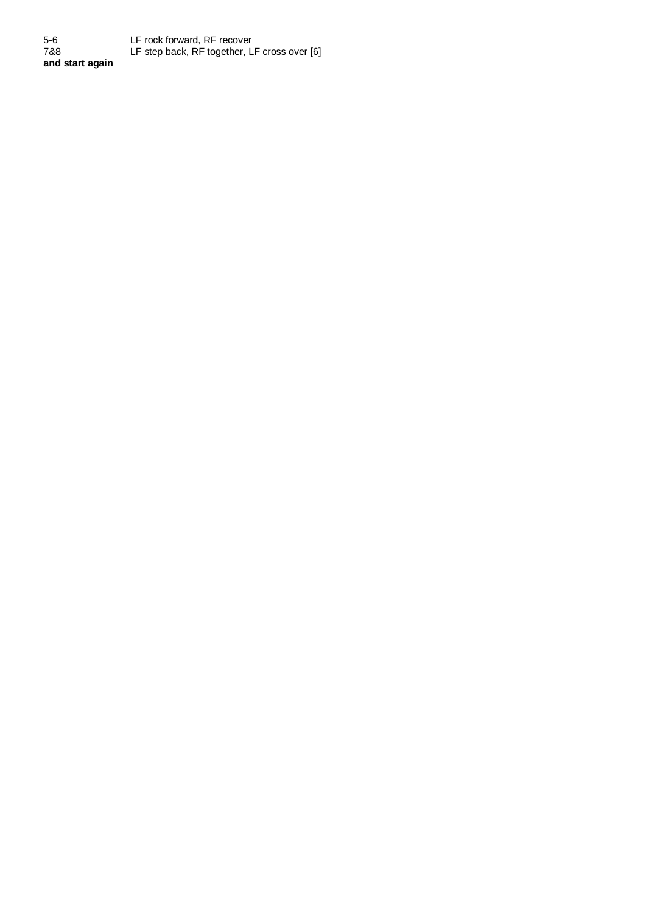| | |
|---|---|
| 5-6 | LF rock forward, RF recover |
| 7&8 | LF step back, RF together, LF cross over [6] |

**and start again**